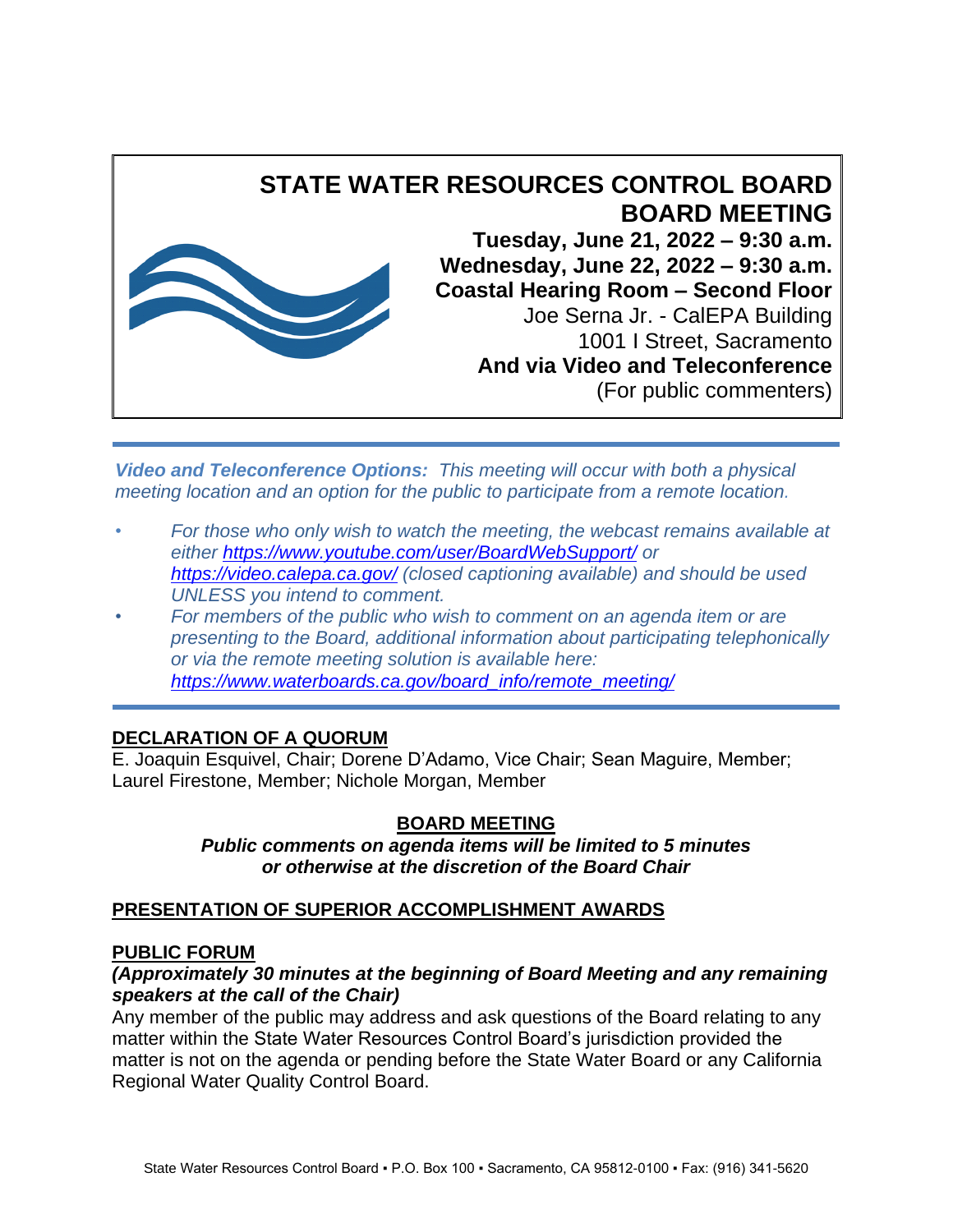# STATE WATER RESOURCES CONTROL BOARD
## BOARD MEETING

**Tuesday, June 21, 2022 – 9:30 a.m.**
**Wednesday, June 22, 2022 – 9:30 a.m.**
**Coastal Hearing Room – Second Floor**
Joe Serna Jr. - CalEPA Building
1001 I Street, Sacramento
**And via Video and Teleconference**
(For public commenters)

***Video and Teleconference Options:*** *This meeting will occur with both a physical meeting location and an option for the public to participate from a remote location.*

- *For those who only wish to watch the meeting, the webcast remains available at either https://www.youtube.com/user/BoardWebSupport/ or https://video.calepa.ca.gov/ (closed captioning available) and should be used UNLESS you intend to comment.*
- *For members of the public who wish to comment on an agenda item or are presenting to the Board, additional information about participating telephonically or via the remote meeting solution is available here: https://www.waterboards.ca.gov/board_info/remote_meeting/*

**DECLARATION OF A QUORUM**

E. Joaquin Esquivel, Chair; Dorene D'Adamo, Vice Chair; Sean Maguire, Member; Laurel Firestone, Member; Nichole Morgan, Member

**BOARD MEETING**

***Public comments on agenda items will be limited to 5 minutes or otherwise at the discretion of the Board Chair***

**PRESENTATION OF SUPERIOR ACCOMPLISHMENT AWARDS**

**PUBLIC FORUM**

***(Approximately 30 minutes at the beginning of Board Meeting and any remaining speakers at the call of the Chair)***

Any member of the public may address and ask questions of the Board relating to any matter within the State Water Resources Control Board's jurisdiction provided the matter is not on the agenda or pending before the State Water Board or any California Regional Water Quality Control Board.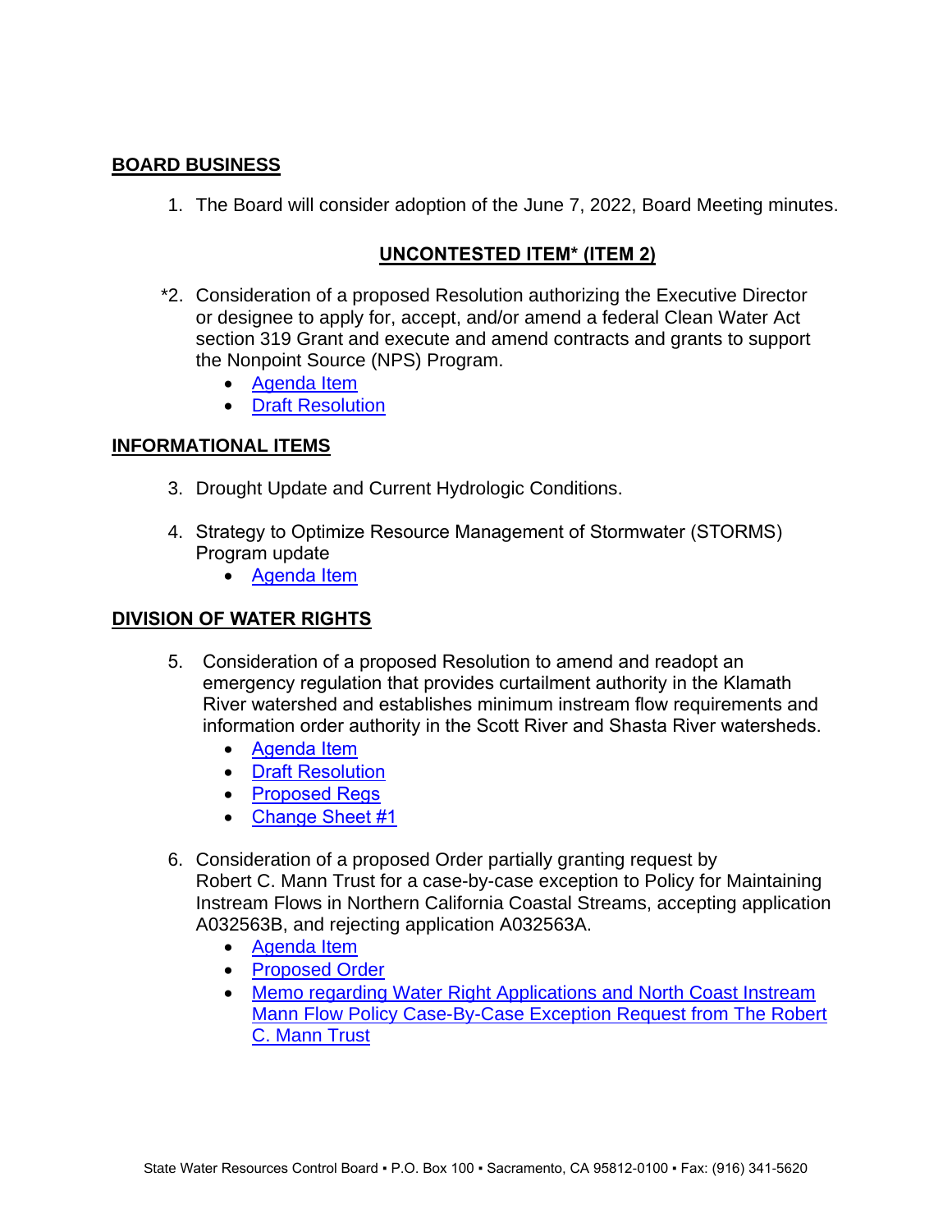## BOARD BUSINESS

1. The Board will consider adoption of the June 7, 2022, Board Meeting minutes.

### UNCONTESTED ITEM* (ITEM 2)

*2. Consideration of a proposed Resolution authorizing the Executive Director or designee to apply for, accept, and/or amend a federal Clean Water Act section 319 Grant and execute and amend contracts and grants to support the Nonpoint Source (NPS) Program.
   - Agenda Item
   - Draft Resolution

## INFORMATIONAL ITEMS

3. Drought Update and Current Hydrologic Conditions.

4. Strategy to Optimize Resource Management of Stormwater (STORMS) Program update
   - Agenda Item

## DIVISION OF WATER RIGHTS

5. Consideration of a proposed Resolution to amend and readopt an emergency regulation that provides curtailment authority in the Klamath River watershed and establishes minimum instream flow requirements and information order authority in the Scott River and Shasta River watersheds.
   - Agenda Item
   - Draft Resolution
   - Proposed Regs
   - Change Sheet #1

6. Consideration of a proposed Order partially granting request by Robert C. Mann Trust for a case-by-case exception to Policy for Maintaining Instream Flows in Northern California Coastal Streams, accepting application A032563B, and rejecting application A032563A.
   - Agenda Item
   - Proposed Order
   - Memo regarding Water Right Applications and North Coast Instream Mann Flow Policy Case-By-Case Exception Request from The Robert C. Mann Trust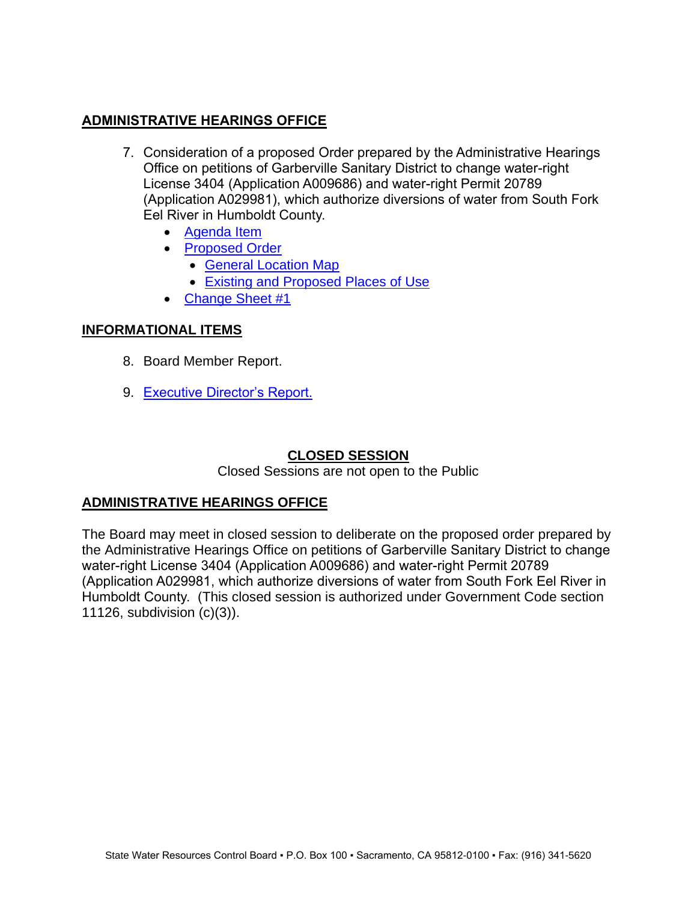## ADMINISTRATIVE HEARINGS OFFICE

7. Consideration of a proposed Order prepared by the Administrative Hearings Office on petitions of Garberville Sanitary District to change water-right License 3404 (Application A009686) and water-right Permit 20789 (Application A029981), which authorize diversions of water from South Fork Eel River in Humboldt County.
   - Agenda Item
   - Proposed Order
     - General Location Map
     - Existing and Proposed Places of Use
   - Change Sheet #1

## INFORMATIONAL ITEMS

8. Board Member Report.

9. Executive Director's Report.

## CLOSED SESSION

Closed Sessions are not open to the Public

## ADMINISTRATIVE HEARINGS OFFICE

The Board may meet in closed session to deliberate on the proposed order prepared by the Administrative Hearings Office on petitions of Garberville Sanitary District to change water-right License 3404 (Application A009686) and water-right Permit 20789 (Application A029981, which authorize diversions of water from South Fork Eel River in Humboldt County. (This closed session is authorized under Government Code section 11126, subdivision (c)(3)).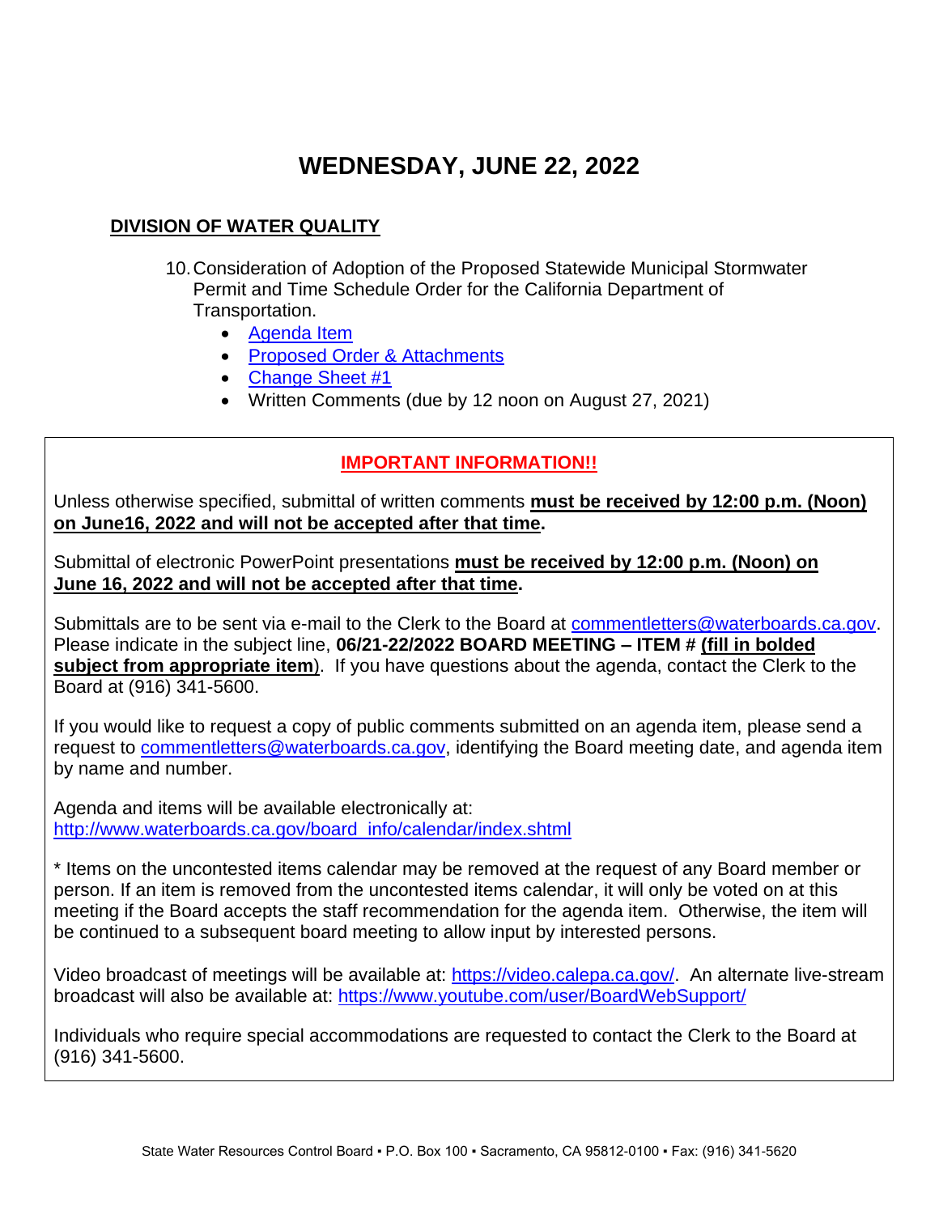# WEDNESDAY, JUNE 22, 2022

**DIVISION OF WATER QUALITY**

10. Consideration of Adoption of the Proposed Statewide Municipal Stormwater Permit and Time Schedule Order for the California Department of Transportation.
    - Agenda Item
    - Proposed Order & Attachments
    - Change Sheet #1
    - Written Comments (due by 12 noon on August 27, 2021)

---

**IMPORTANT INFORMATION!!**

Unless otherwise specified, submittal of written comments **must be received by 12:00 p.m. (Noon) on June16, 2022 and will not be accepted after that time.**

Submittal of electronic PowerPoint presentations **must be received by 12:00 p.m. (Noon) on June 16, 2022 and will not be accepted after that time.**

Submittals are to be sent via e-mail to the Clerk to the Board at commentletters@waterboards.ca.gov. Please indicate in the subject line, **06/21-22/2022 BOARD MEETING – ITEM # (fill in bolded subject from appropriate item)**. If you have questions about the agenda, contact the Clerk to the Board at (916) 341-5600.

If you would like to request a copy of public comments submitted on an agenda item, please send a request to commentletters@waterboards.ca.gov, identifying the Board meeting date, and agenda item by name and number.

Agenda and items will be available electronically at: http://www.waterboards.ca.gov/board_info/calendar/index.shtml

* Items on the uncontested items calendar may be removed at the request of any Board member or person. If an item is removed from the uncontested items calendar, it will only be voted on at this meeting if the Board accepts the staff recommendation for the agenda item. Otherwise, the item will be continued to a subsequent board meeting to allow input by interested persons.

Video broadcast of meetings will be available at: https://video.calepa.ca.gov/. An alternate live-stream broadcast will also be available at: https://www.youtube.com/user/BoardWebSupport/

Individuals who require special accommodations are requested to contact the Clerk to the Board at (916) 341-5600.

---

State Water Resources Control Board ▪ P.O. Box 100 ▪ Sacramento, CA 95812-0100 ▪ Fax: (916) 341-5620